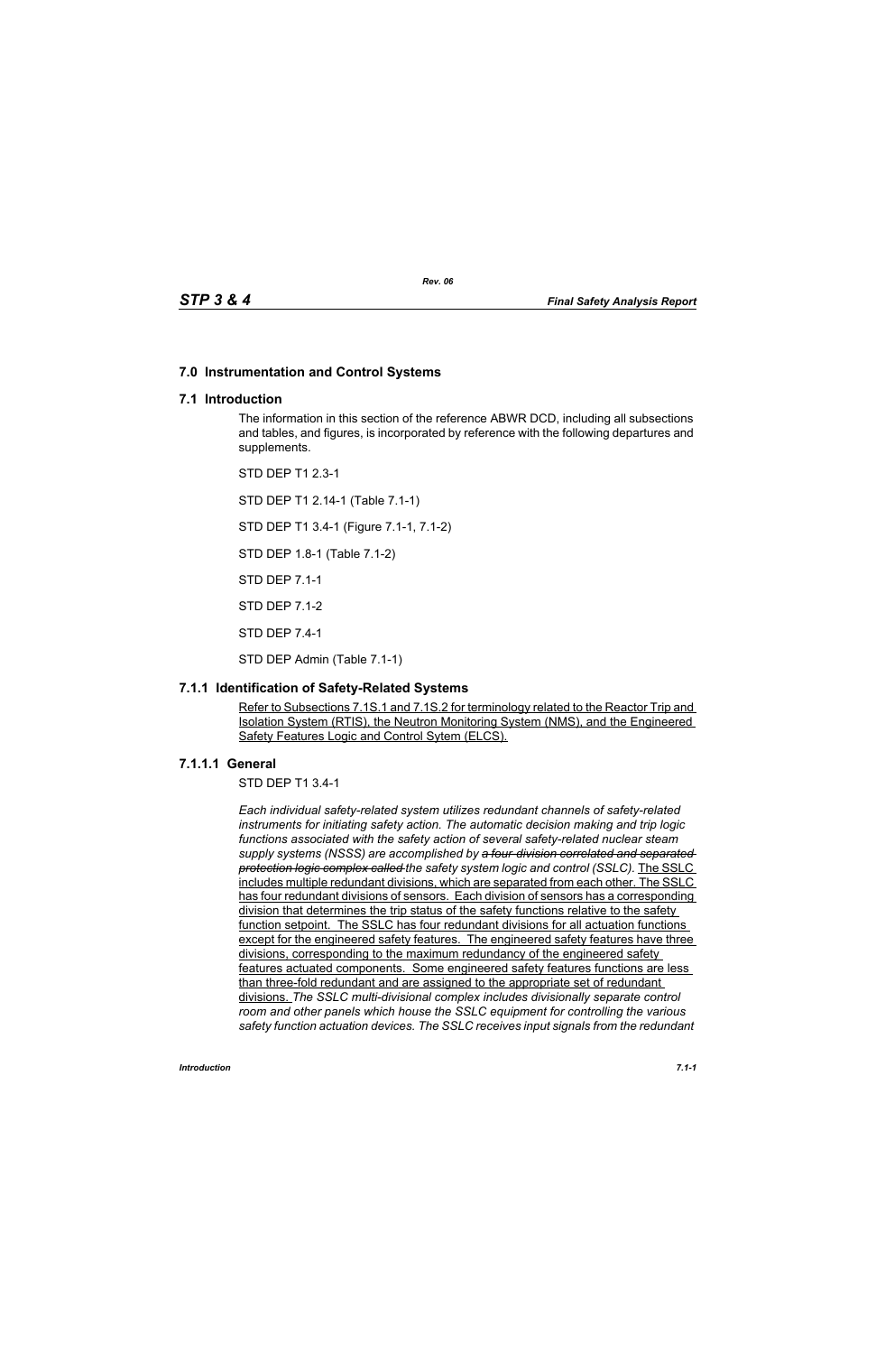# 7.0 Instrumentation and Control Systems

## 7.1 Introduction

The information in this section of the reference ABWR DCD, including all subsections and tables, and figures, is incorporated by reference with the following departures and supplements.

STD DEP T1 2.3-1

STD DEP T1 2.14-1 (Table 7.1-1)

STD DEP T1 3.4-1 (Figure 7.1-1, 7.1-2)

STD DEP 1.8-1 (Table 7.1-2)

STD DEP 7.1-1

STD DEP 7.1-2

STD DEP 7.4-1

STD DEP Admin (Table 7.1-1)

### 7.1.1 Identification of Safety-Related Systems

Refer to Subsections 7.1S.1 and 7.1S.2 for terminology related to the Reactor Trip and Isolation System (RTIS), the Neutron Monitoring System (NMS), and the Engineered Safety Features Logic and Control Sytem (ELCS).

#### 7.1.1.1 General

STD DEP T1 3.4-1

*Each individual safety-related system utilizes redundant channels of safety-related instruments for initiating safety action. The automatic decision making and trip logic functions associated with the safety action of several safety-related nuclear steam supply systems (NSSS) are accomplished by ~~a four-division correlated and separated protection logic complex called~~ the safety system logic and control (SSLC).* The SSLC includes multiple redundant divisions, which are separated from each other. The SSLC has four redundant divisions of sensors. Each division of sensors has a corresponding division that determines the trip status of the safety functions relative to the safety function setpoint. The SSLC has four redundant divisions for all actuation functions except for the engineered safety features. The engineered safety features have three divisions, corresponding to the maximum redundancy of the engineered safety features actuated components. Some engineered safety features functions are less than three-fold redundant and are assigned to the appropriate set of redundant divisions. *The SSLC multi-divisional complex includes divisionally separate control room and other panels which house the SSLC equipment for controlling the various safety function actuation devices. The SSLC receives input signals from the redundant*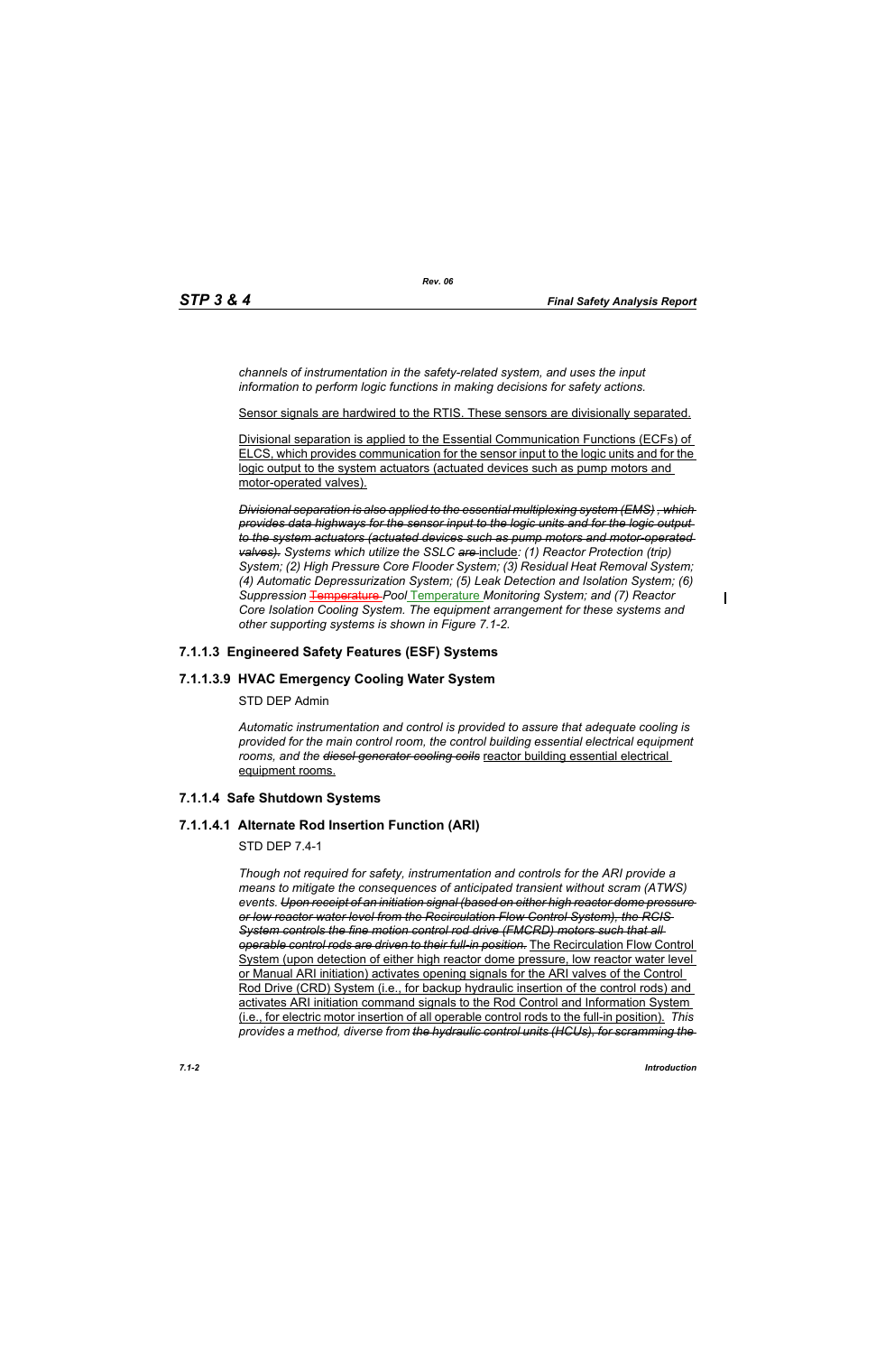*channels of instrumentation in the safety-related system, and uses the input information to perform logic functions in making decisions for safety actions.*

<u>Sensor signals are hardwired to the RTIS. These sensors are divisionally separated.</u>

<u>Divisional separation is applied to the Essential Communication Functions (ECFs) of ELCS, which provides communication for the sensor input to the logic units and for the logic output to the system actuators (actuated devices such as pump motors and motor-operated valves).</u>

~~*Divisional separation is also applied to the essential multiplexing system (EMS), which provides data highways for the sensor input to the logic units and for the logic output to the system actuators (actuated devices such as pump motors and motor-operated valves).*~~ *Systems which utilize the SSLC* ~~*are*~~ <u>include</u>*: (1) Reactor Protection (trip) System; (2) High Pressure Core Flooder System; (3) Residual Heat Removal System; (4) Automatic Depressurization System; (5) Leak Detection and Isolation System; (6) Suppression* ~~Temperature~~ *Pool* <u>Temperature</u> *Monitoring System; and (7) Reactor Core Isolation Cooling System. The equipment arrangement for these systems and other supporting systems is shown in Figure 7.1-2.*

### 7.1.1.3 Engineered Safety Features (ESF) Systems

### 7.1.1.3.9 HVAC Emergency Cooling Water System

STD DEP Admin

*Automatic instrumentation and control is provided to assure that adequate cooling is provided for the main control room, the control building essential electrical equipment rooms, and the* ~~*diesel generator cooling coils*~~ <u>reactor building essential electrical equipment rooms.</u>

### 7.1.1.4 Safe Shutdown Systems

### 7.1.1.4.1 Alternate Rod Insertion Function (ARI)

STD DEP 7.4-1

*Though not required for safety, instrumentation and controls for the ARI provide a means to mitigate the consequences of anticipated transient without scram (ATWS) events.* ~~*Upon receipt of an initiation signal (based on either high reactor dome pressure or low reactor water level from the Recirculation Flow Control System), the RCIS System controls the fine motion control rod drive (FMCRD) motors such that all operable control rods are driven to their full-in position.*~~ <u>The Recirculation Flow Control System (upon detection of either high reactor dome pressure, low reactor water level or Manual ARI initiation) activates opening signals for the ARI valves of the Control Rod Drive (CRD) System (i.e., for backup hydraulic insertion of the control rods) and activates ARI initiation command signals to the Rod Control and Information System (i.e., for electric motor insertion of all operable control rods to the full-in position).</u> *This provides a method, diverse from* ~~*the hydraulic control units (HCUs), for scramming the*~~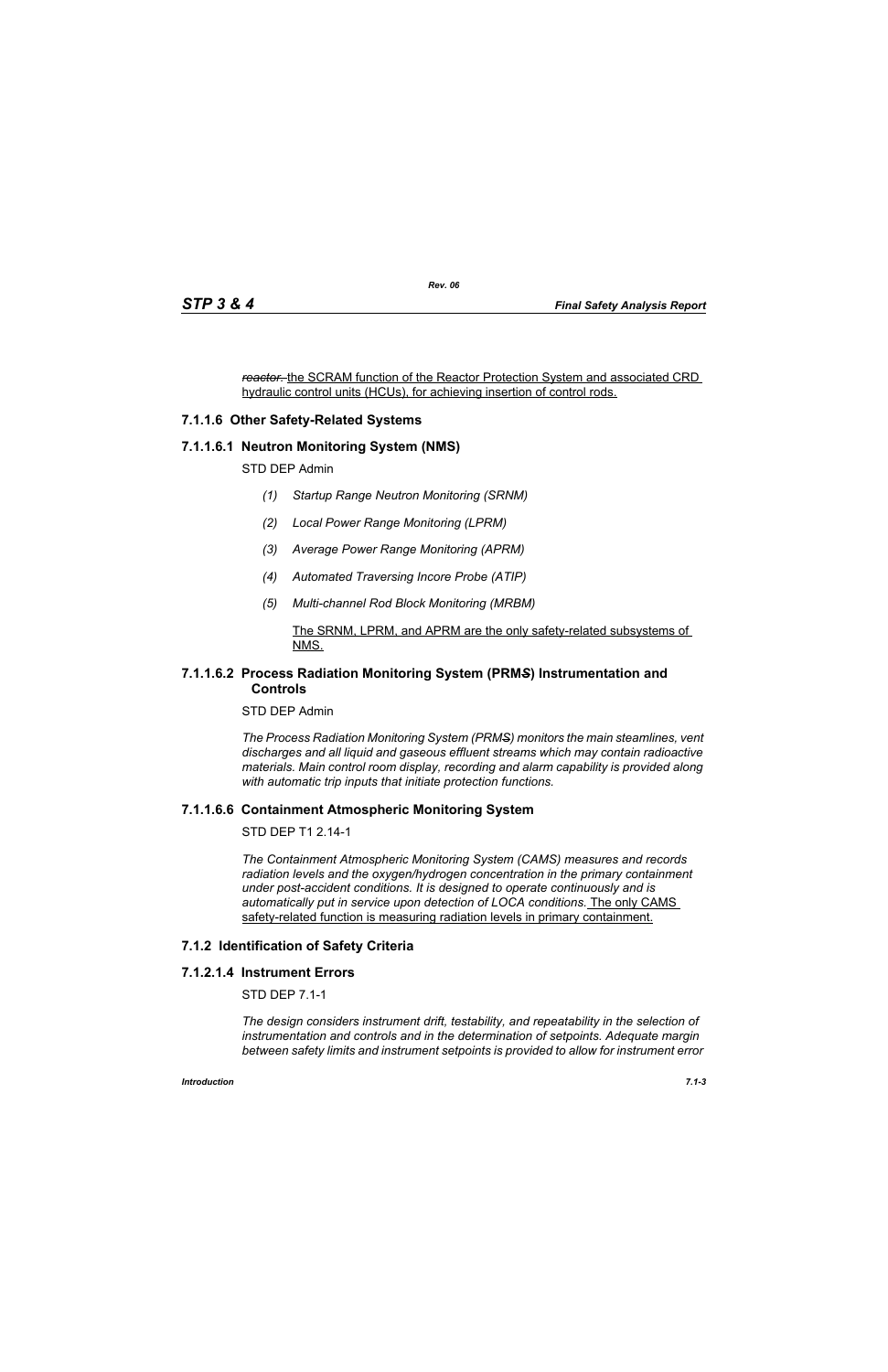~~*reactor.*~~ <u>the SCRAM function of the Reactor Protection System and associated CRD hydraulic control units (HCUs), for achieving insertion of control rods.</u>

### 7.1.1.6 Other Safety-Related Systems

#### 7.1.1.6.1 Neutron Monitoring System (NMS)

STD DEP Admin

*(1) Startup Range Neutron Monitoring (SRNM)*

*(2) Local Power Range Monitoring (LPRM)*

*(3) Average Power Range Monitoring (APRM)*

*(4) Automated Traversing Incore Probe (ATIP)*

*(5) Multi-channel Rod Block Monitoring (MRBM)*

<u>The SRNM, LPRM, and APRM are the only safety-related subsystems of NMS.</u>

#### 7.1.1.6.2 Process Radiation Monitoring System (PRM~~S~~) Instrumentation and Controls

STD DEP Admin

*The Process Radiation Monitoring System (PRM~~S~~) monitors the main steamlines, vent discharges and all liquid and gaseous effluent streams which may contain radioactive materials. Main control room display, recording and alarm capability is provided along with automatic trip inputs that initiate protection functions.*

#### 7.1.1.6.6 Containment Atmospheric Monitoring System

STD DEP T1 2.14-1

*The Containment Atmospheric Monitoring System (CAMS) measures and records radiation levels and the oxygen/hydrogen concentration in the primary containment under post-accident conditions. It is designed to operate continuously and is automatically put in service upon detection of LOCA conditions.* <u>The only CAMS safety-related function is measuring radiation levels in primary containment.</u>

### 7.1.2 Identification of Safety Criteria

#### 7.1.2.1.4 Instrument Errors

STD DEP 7.1-1

*The design considers instrument drift, testability, and repeatability in the selection of instrumentation and controls and in the determination of setpoints. Adequate margin between safety limits and instrument setpoints is provided to allow for instrument error*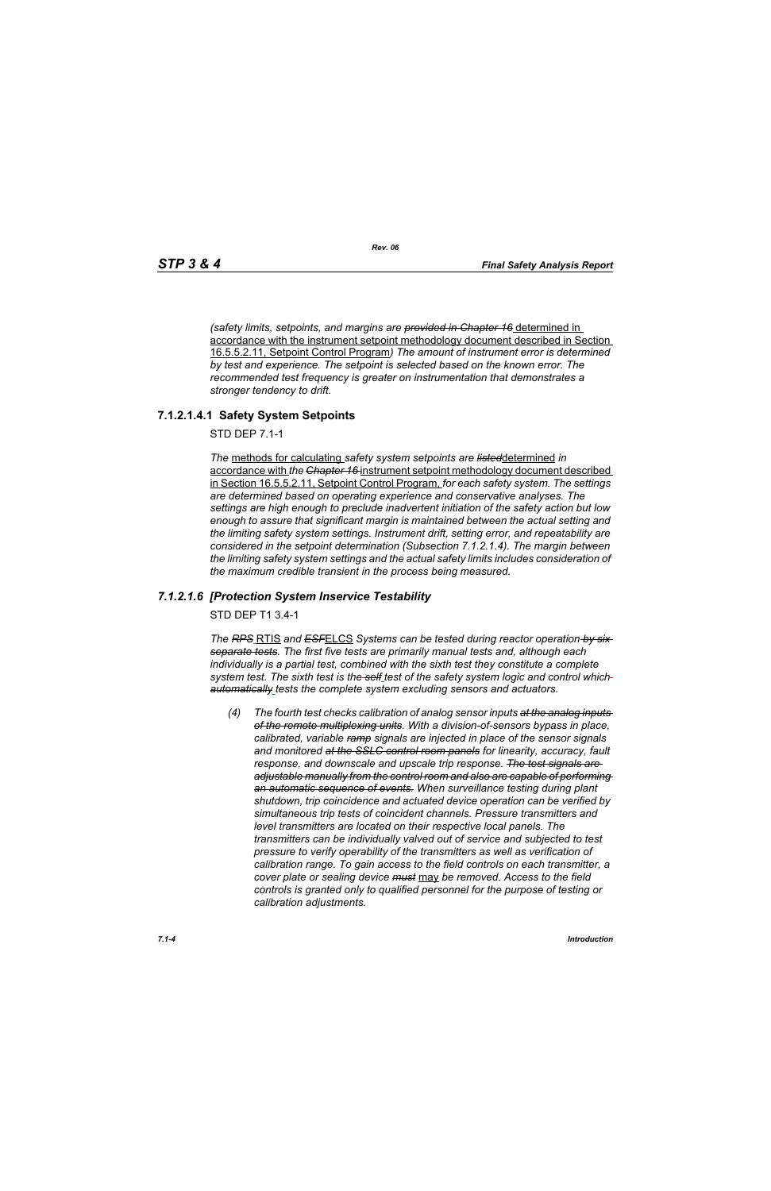*(safety limits, setpoints, and margins are ~~provided in Chapter 16~~* <u>determined in accordance with the instrument setpoint methodology document described in Section 16.5.5.2.11, Setpoint Control Program</u>*) The amount of instrument error is determined by test and experience. The setpoint is selected based on the known error. The recommended test frequency is greater on instrumentation that demonstrates a stronger tendency to drift.*

### 7.1.2.1.4.1 Safety System Setpoints

STD DEP 7.1-1

*The* <u>methods for calculating</u> *safety system setpoints are ~~listed~~*<u>determined</u> *in* <u>accordance with</u> *the ~~Chapter 16~~* <u>instrument setpoint methodology document described in Section 16.5.5.2.11, Setpoint Control Program,</u> *for each safety system. The settings are determined based on operating experience and conservative analyses. The settings are high enough to preclude inadvertent initiation of the safety action but low enough to assure that significant margin is maintained between the actual setting and the limiting safety system settings. Instrument drift, setting error, and repeatability are considered in the setpoint determination (Subsection 7.1.2.1.4). The margin between the limiting safety system settings and the actual safety limits includes consideration of the maximum credible transient in the process being measured.*

### *7.1.2.1.6 [Protection System Inservice Testability*

STD DEP T1 3.4-1

*The ~~RPS~~* <u>RTIS</u> *and ~~ESF~~*<u>ELCS</u> *Systems can be tested during reactor operation ~~by six separate tests~~. The first five tests are primarily manual tests and, although each individually is a partial test, combined with the sixth test they constitute a complete system test. The sixth test is the ~~self~~ test of the safety system logic and control which ~~automatically~~ tests the complete system excluding sensors and actuators.*

*(4) The fourth test checks calibration of analog sensor inputs ~~at the analog inputs of the remote multiplexing units~~. With a division-of-sensors bypass in place, calibrated, variable ~~ramp~~ signals are injected in place of the sensor signals and monitored ~~at the SSLC control room panels~~ for linearity, accuracy, fault response, and downscale and upscale trip response. ~~The test signals are adjustable manually from the control room and also are capable of performing an automatic sequence of events.~~ When surveillance testing during plant shutdown, trip coincidence and actuated device operation can be verified by simultaneous trip tests of coincident channels. Pressure transmitters and level transmitters are located on their respective local panels. The transmitters can be individually valved out of service and subjected to test pressure to verify operability of the transmitters as well as verification of calibration range. To gain access to the field controls on each transmitter, a cover plate or sealing device ~~must~~* <u>may</u> *be removed. Access to the field controls is granted only to qualified personnel for the purpose of testing or calibration adjustments.*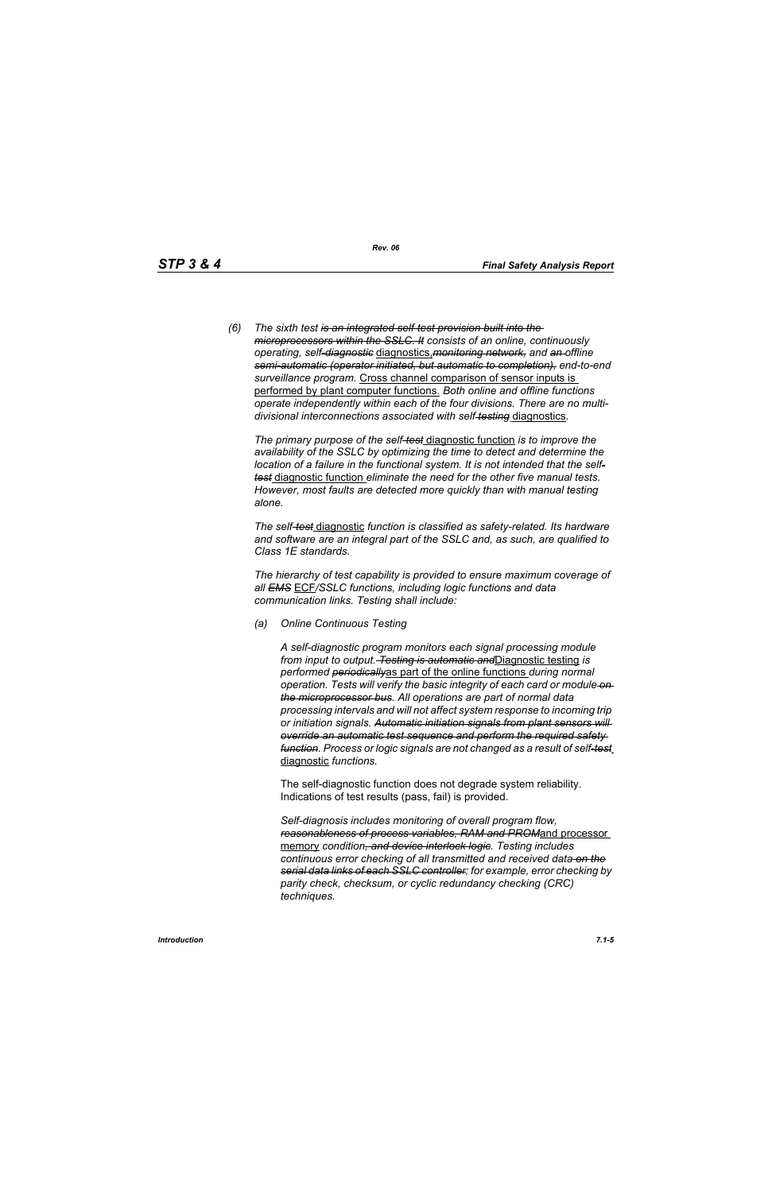(6) *The sixth test ~~is an integrated self-test provision built into the microprocessors within the SSLC. It~~ consists of an online, continuously operating, self~~-diagnostic~~* diagnostics*,~~monitoring network,~~ and ~~an~~ offline ~~semi-automatic (operator initiated, but automatic to completion),~~ end-to-end surveillance program.* Cross channel comparison of sensor inputs is performed by plant computer functions. *Both online and offline functions operate independently within each of the four divisions. There are no multi-divisional interconnections associated with self~~-testing~~* diagnostics*.*

*The primary purpose of the self~~-test~~* diagnostic function *is to improve the availability of the SSLC by optimizing the time to detect and determine the location of a failure in the functional system. It is not intended that the self~~-test~~* diagnostic function *eliminate the need for the other five manual tests. However, most faults are detected more quickly than with manual testing alone.*

*The self~~-test~~* diagnostic *function is classified as safety-related. Its hardware and software are an integral part of the SSLC and, as such, are qualified to Class 1E standards.*

*The hierarchy of test capability is provided to ensure maximum coverage of all ~~EMS~~* ECF*/SSLC functions, including logic functions and data communication links. Testing shall include:*

(a) *Online Continuous Testing*

*A self-diagnostic program monitors each signal processing module from input to output. ~~Testing is automatic and~~*Diagnostic testing *is performed ~~periodically~~*as part of the online functions *during normal operation. Tests will verify the basic integrity of each card or module ~~on the microprocessor bus~~. All operations are part of normal data processing intervals and will not affect system response to incoming trip or initiation signals. ~~Automatic initiation signals from plant sensors will override an automatic test sequence and perform the required safety function~~. Process or logic signals are not changed as a result of self~~-test~~* diagnostic *functions.*

The self-diagnostic function does not degrade system reliability. Indications of test results (pass, fail) is provided.

*Self-diagnosis includes monitoring of overall program flow, ~~reasonableness of process variables, RAM and PROM~~*and processor memory *condition~~, and device interlock logic~~. Testing includes continuous error checking of all transmitted and received data ~~on the serial data links of each SSLC controller;~~ for example, error checking by parity check, checksum, or cyclic redundancy checking (CRC) techniques.*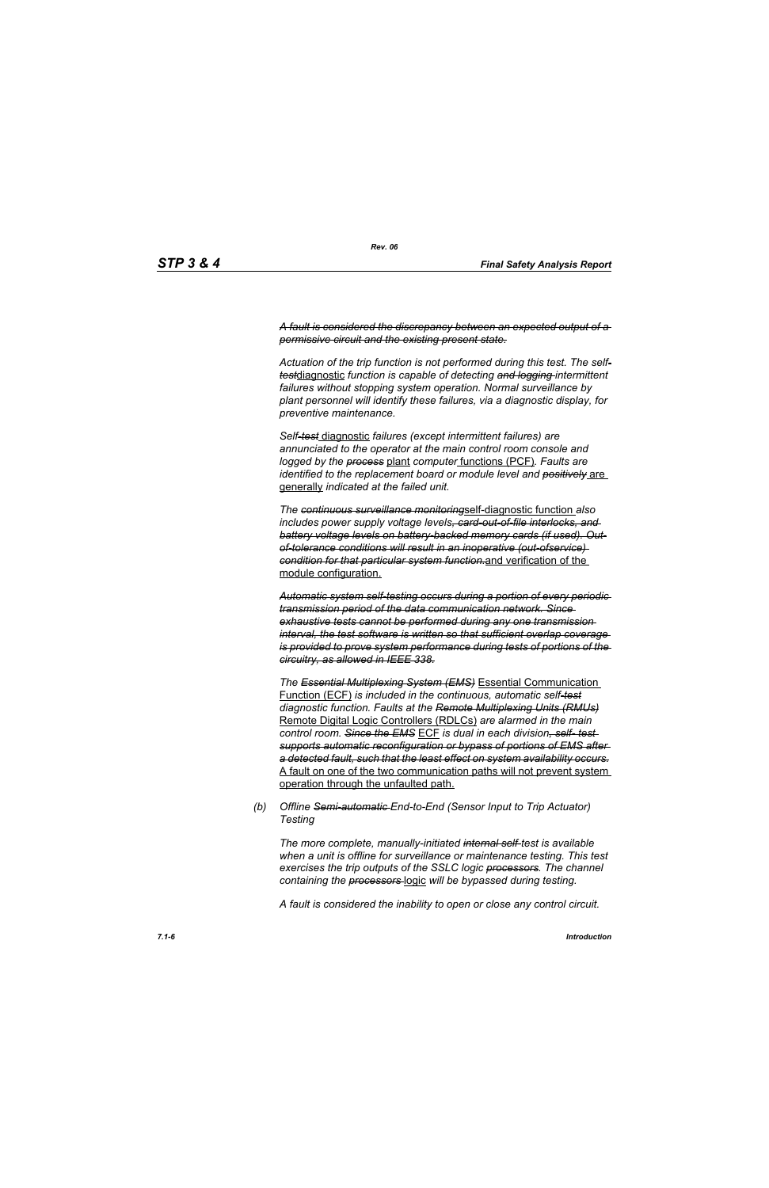*~~A fault is considered the discrepancy between an expected output of a permissive circuit and the existing present state.~~*

*Actuation of the trip function is not performed during this test. The self~~-test~~*<u>diagnostic</u> *function is capable of detecting ~~and logging~~ intermittent failures without stopping system operation. Normal surveillance by plant personnel will identify these failures, via a diagnostic display, for preventive maintenance.*

*Self~~-test~~* <u>diagnostic</u> *failures (except intermittent failures) are annunciated to the operator at the main control room console and logged by the ~~process~~* <u>plant</u> *computer* <u>functions (PCF)</u>*. Faults are identified to the replacement board or module level and ~~positively~~* <u>are generally</u> *indicated at the failed unit.*

*The ~~continuous surveillance monitoring~~*<u>self-diagnostic function</u> *also includes power supply voltage levels~~, card-out-of-file interlocks, and battery voltage levels on battery-backed memory cards (if used). Out-of-tolerance conditions will result in an inoperative (out-ofservice) condition for that particular system function.~~*<u>and verification of the module configuration.</u>

*~~Automatic system self-testing occurs during a portion of every periodic transmission period of the data communication network. Since exhaustive tests cannot be performed during any one transmission interval, the test software is written so that sufficient overlap coverage is provided to prove system performance during tests of portions of the circuitry, as allowed in IEEE 338.~~*

*The ~~Essential Multiplexing System (EMS)~~* <u>Essential Communication Function (ECF)</u> *is included in the continuous, automatic self~~-test~~ diagnostic function. Faults at the ~~Remote Multiplexing Units (RMUs)~~* <u>Remote Digital Logic Controllers (RDLCs)</u> *are alarmed in the main control room. ~~Since the EMS~~* <u>ECF</u> *is dual in each division~~, self- test supports automatic reconfiguration or bypass of portions of EMS after a detected fault, such that the least effect on system availability occurs.~~* <u>A fault on one of the two communication paths will not prevent system operation through the unfaulted path.</u>

*(b) Offline ~~Semi-automatic~~ End-to-End (Sensor Input to Trip Actuator) Testing*

*The more complete, manually-initiated ~~internal self~~ test is available when a unit is offline for surveillance or maintenance testing. This test exercises the trip outputs of the SSLC logic ~~processors~~. The channel containing the ~~processors~~* <u>logic</u> *will be bypassed during testing.*

*A fault is considered the inability to open or close any control circuit.*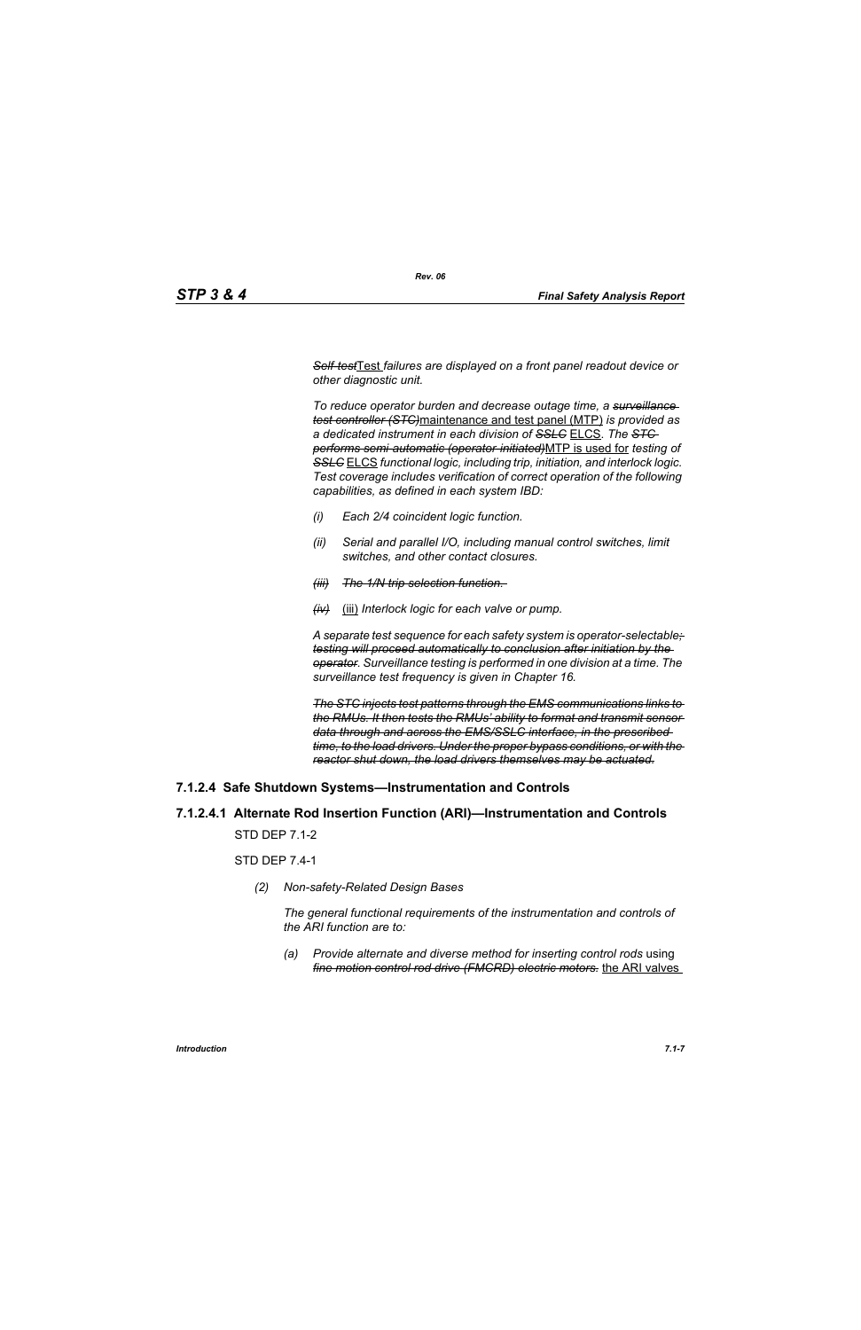~~*Self-test*~~<u>Test</u> *failures are displayed on a front panel readout device or other diagnostic unit.*

*To reduce operator burden and decrease outage time, a* ~~*surveillance test controller (STC)*~~<u>maintenance and test panel (MTP)</u> *is provided as a dedicated instrument in each division of* ~~*SSLC*~~ <u>ELCS</u>. *The* ~~*STC performs semi-automatic (operator-initiated)*~~<u>MTP is used for</u> *testing of* ~~*SSLC*~~ <u>ELCS</u> *functional logic, including trip, initiation, and interlock logic. Test coverage includes verification of correct operation of the following capabilities, as defined in each system IBD:*

- *(i) Each 2/4 coincident logic function.*
- *(ii) Serial and parallel I/O, including manual control switches, limit switches, and other contact closures.*
- ~~*(iii) The 1/N trip selection function.*~~
- ~~*(iv)*~~ <u>(iii)</u> *Interlock logic for each valve or pump.*

*A separate test sequence for each safety system is operator-selectable*~~*; testing will proceed automatically to conclusion after initiation by the operator*~~*. Surveillance testing is performed in one division at a time. The surveillance test frequency is given in Chapter 16.*

~~*The STC injects test patterns through the EMS communications links to the RMUs. It then tests the RMUs' ability to format and transmit sensor data through and across the EMS/SSLC interface, in the prescribed time, to the load drivers. Under the proper bypass conditions, or with the reactor shut down, the load drivers themselves may be actuated.*~~

### 7.1.2.4 Safe Shutdown Systems—Instrumentation and Controls

#### 7.1.2.4.1 Alternate Rod Insertion Function (ARI)—Instrumentation and Controls

STD DEP 7.1-2

STD DEP 7.4-1

*(2) Non-safety-Related Design Bases*

*The general functional requirements of the instrumentation and controls of the ARI function are to:*

*(a) Provide alternate and diverse method for inserting control rods* using ~~*fine motion control rod drive (FMCRD) electric motors.*~~ <u>the ARI valves</u>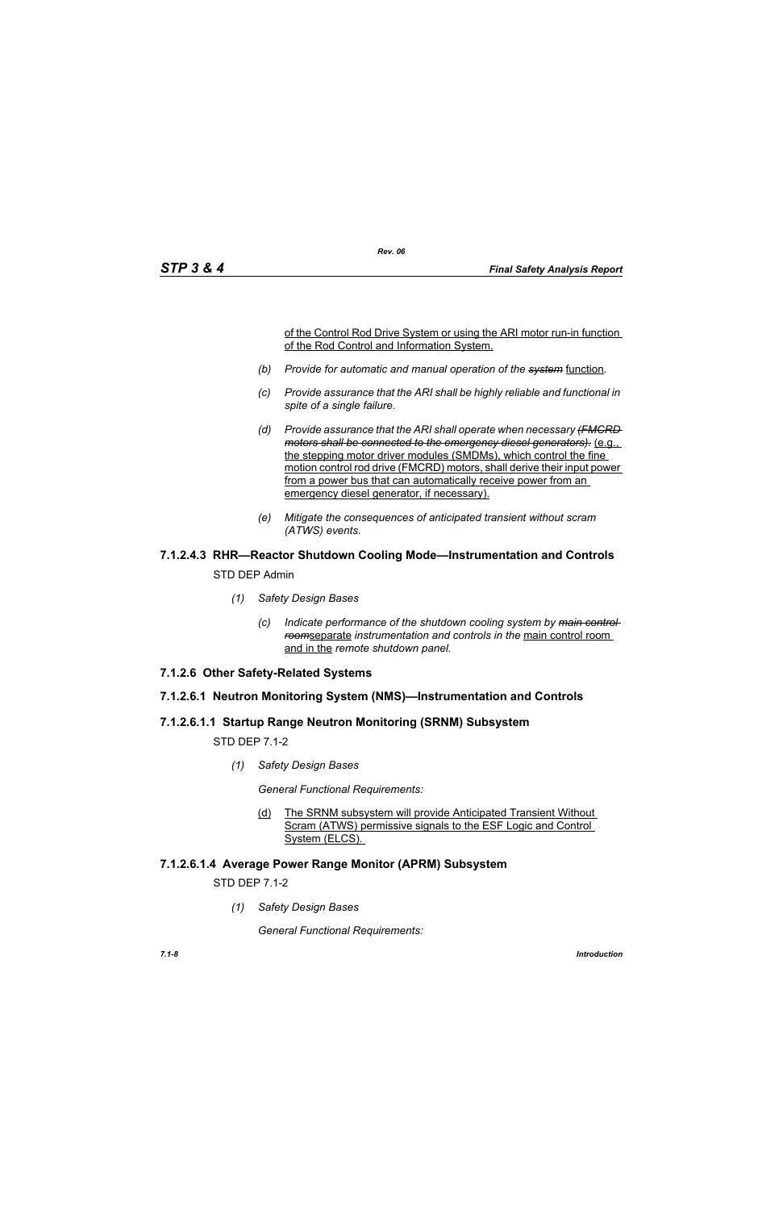of the Control Rod Drive System or using the ARI motor run-in function of the Rod Control and Information System.

(b) *Provide for automatic and manual operation of the ~~system~~* function*.*

(c) *Provide assurance that the ARI shall be highly reliable and functional in spite of a single failure.*

(d) *Provide assurance that the ARI shall operate when necessary ~~(FMCRD motors shall be connected to the emergency diesel generators).~~* (e.g., the stepping motor driver modules (SMDMs), which control the fine motion control rod drive (FMCRD) motors, shall derive their input power from a power bus that can automatically receive power from an emergency diesel generator, if necessary).

(e) *Mitigate the consequences of anticipated transient without scram (ATWS) events.*

### 7.1.2.4.3 RHR—Reactor Shutdown Cooling Mode—Instrumentation and Controls

STD DEP Admin

(1) *Safety Design Bases*

(c) *Indicate performance of the shutdown cooling system by ~~main control room~~*separate *instrumentation and controls in the* main control room and in the *remote shutdown panel.*

### 7.1.2.6 Other Safety-Related Systems

### 7.1.2.6.1 Neutron Monitoring System (NMS)—Instrumentation and Controls

### 7.1.2.6.1.1 Startup Range Neutron Monitoring (SRNM) Subsystem

STD DEP 7.1-2

(1) *Safety Design Bases*

*General Functional Requirements:*

(d) The SRNM subsystem will provide Anticipated Transient Without Scram (ATWS) permissive signals to the ESF Logic and Control System (ELCS).

### 7.1.2.6.1.4 Average Power Range Monitor (APRM) Subsystem

STD DEP 7.1-2

(1) *Safety Design Bases*

*General Functional Requirements:*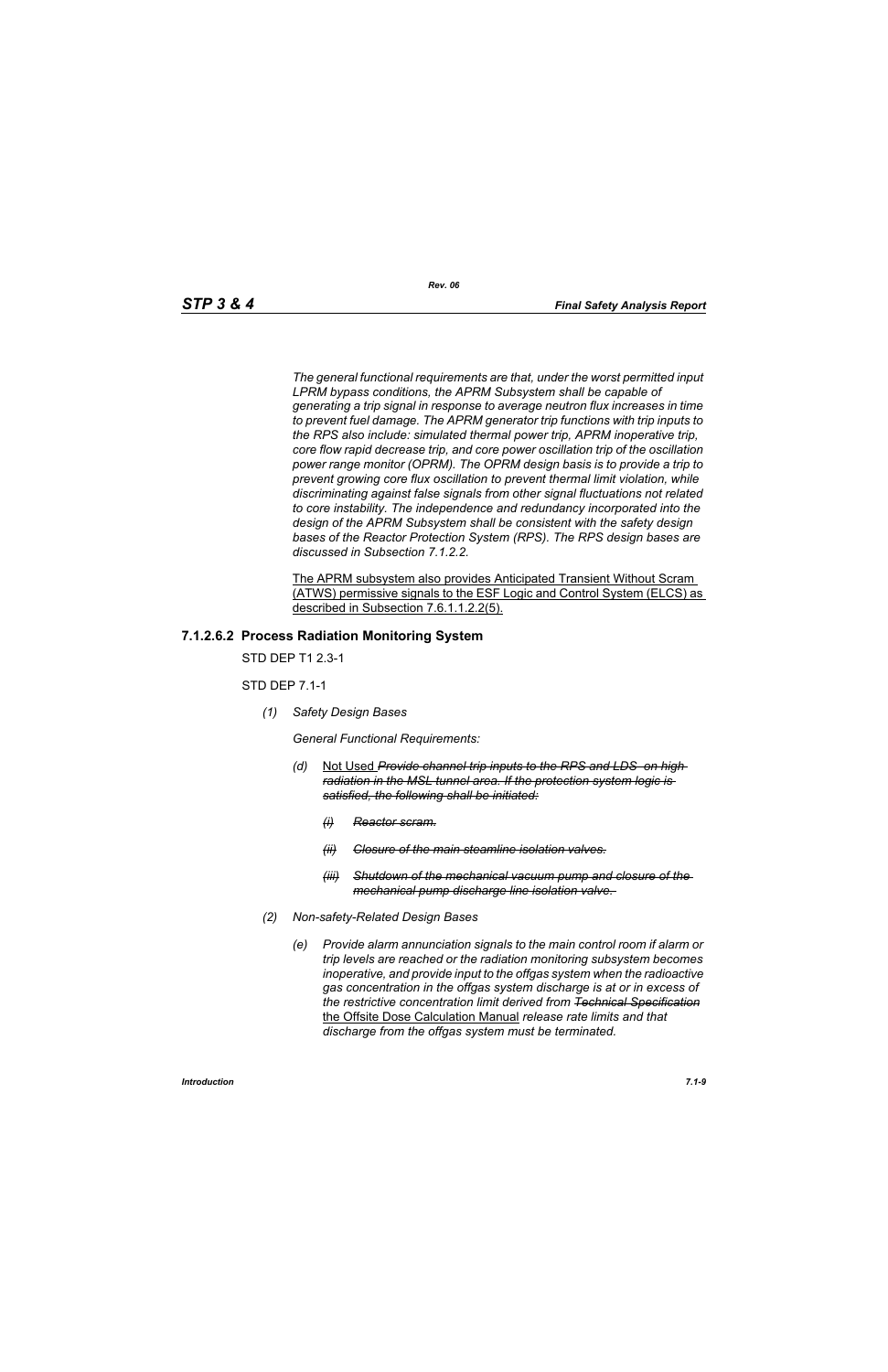*The general functional requirements are that, under the worst permitted input LPRM bypass conditions, the APRM Subsystem shall be capable of generating a trip signal in response to average neutron flux increases in time to prevent fuel damage. The APRM generator trip functions with trip inputs to the RPS also include: simulated thermal power trip, APRM inoperative trip, core flow rapid decrease trip, and core power oscillation trip of the oscillation power range monitor (OPRM). The OPRM design basis is to provide a trip to prevent growing core flux oscillation to prevent thermal limit violation, while discriminating against false signals from other signal fluctuations not related to core instability. The independence and redundancy incorporated into the design of the APRM Subsystem shall be consistent with the safety design bases of the Reactor Protection System (RPS). The RPS design bases are discussed in Subsection 7.1.2.2.*

<u>The APRM subsystem also provides Anticipated Transient Without Scram (ATWS) permissive signals to the ESF Logic and Control System (ELCS) as described in Subsection 7.6.1.1.2.2(5).</u>

### 7.1.2.6.2 Process Radiation Monitoring System

STD DEP T1 2.3-1

STD DEP 7.1-1

*(1) Safety Design Bases*

*General Functional Requirements:*

- *(d)* <u>Not Used</u> ~~*Provide channel trip inputs to the RPS and LDS on high radiation in the MSL tunnel area. If the protection system logic is satisfied, the following shall be initiated:*~~
  - ~~*(i) Reactor scram.*~~
  - ~~*(ii) Closure of the main steamline isolation valves.*~~
  - ~~*(iii) Shutdown of the mechanical vacuum pump and closure of the mechanical pump discharge line isolation valve.*~~

*(2) Non-safety-Related Design Bases*

- *(e) Provide alarm annunciation signals to the main control room if alarm or trip levels are reached or the radiation monitoring subsystem becomes inoperative, and provide input to the offgas system when the radioactive gas concentration in the offgas system discharge is at or in excess of the restrictive concentration limit derived from* ~~*Technical Specification*~~ <u>the Offsite Dose Calculation Manual</u> *release rate limits and that discharge from the offgas system must be terminated.*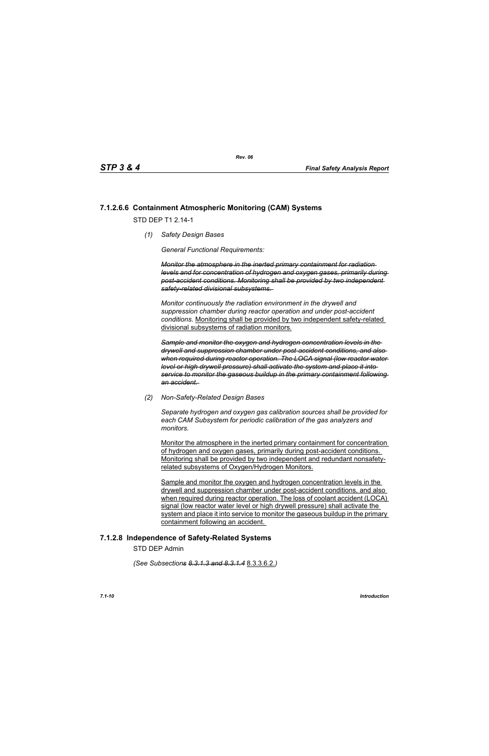### 7.1.2.6.6 Containment Atmospheric Monitoring (CAM) Systems

STD DEP T1 2.14-1

*(1) Safety Design Bases*

*General Functional Requirements:*

~~*Monitor the atmosphere in the inerted primary containment for radiation levels and for concentration of hydrogen and oxygen gases, primarily during post-accident conditions. Monitoring shall be provided by two independent safety-related divisional subsystems.*~~

*Monitor continuously the radiation environment in the drywell and suppression chamber during reactor operation and under post-accident conditions.* <u>Monitoring shall be provided by two independent safety-related divisional subsystems of radiation monitors.</u>

~~*Sample and monitor the oxygen and hydrogen concentration levels in the drywell and suppression chamber under post-accident conditions, and also when required during reactor operation. The LOCA signal (low reactor water level or high drywell pressure) shall activate the system and place it into service to monitor the gaseous buildup in the primary containment following an accident.*~~

*(2) Non-Safety-Related Design Bases*

*Separate hydrogen and oxygen gas calibration sources shall be provided for each CAM Subsystem for periodic calibration of the gas analyzers and monitors.*

<u>Monitor the atmosphere in the inerted primary containment for concentration of hydrogen and oxygen gases, primarily during post-accident conditions. Monitoring shall be provided by two independent and redundant nonsafety-related subsystems of Oxygen/Hydrogen Monitors.</u>

<u>Sample and monitor the oxygen and hydrogen concentration levels in the drywell and suppression chamber under post-accident conditions, and also when required during reactor operation. The loss of coolant accident (LOCA) signal (low reactor water level or high drywell pressure) shall activate the system and place it into service to monitor the gaseous buildup in the primary containment following an accident.</u>

### 7.1.2.8 Independence of Safety-Related Systems

STD DEP Admin

*(See Subsection~~s 8.3.1.3 and 8.3.1.4~~* <u>8.3.3.6.2.</u>*)*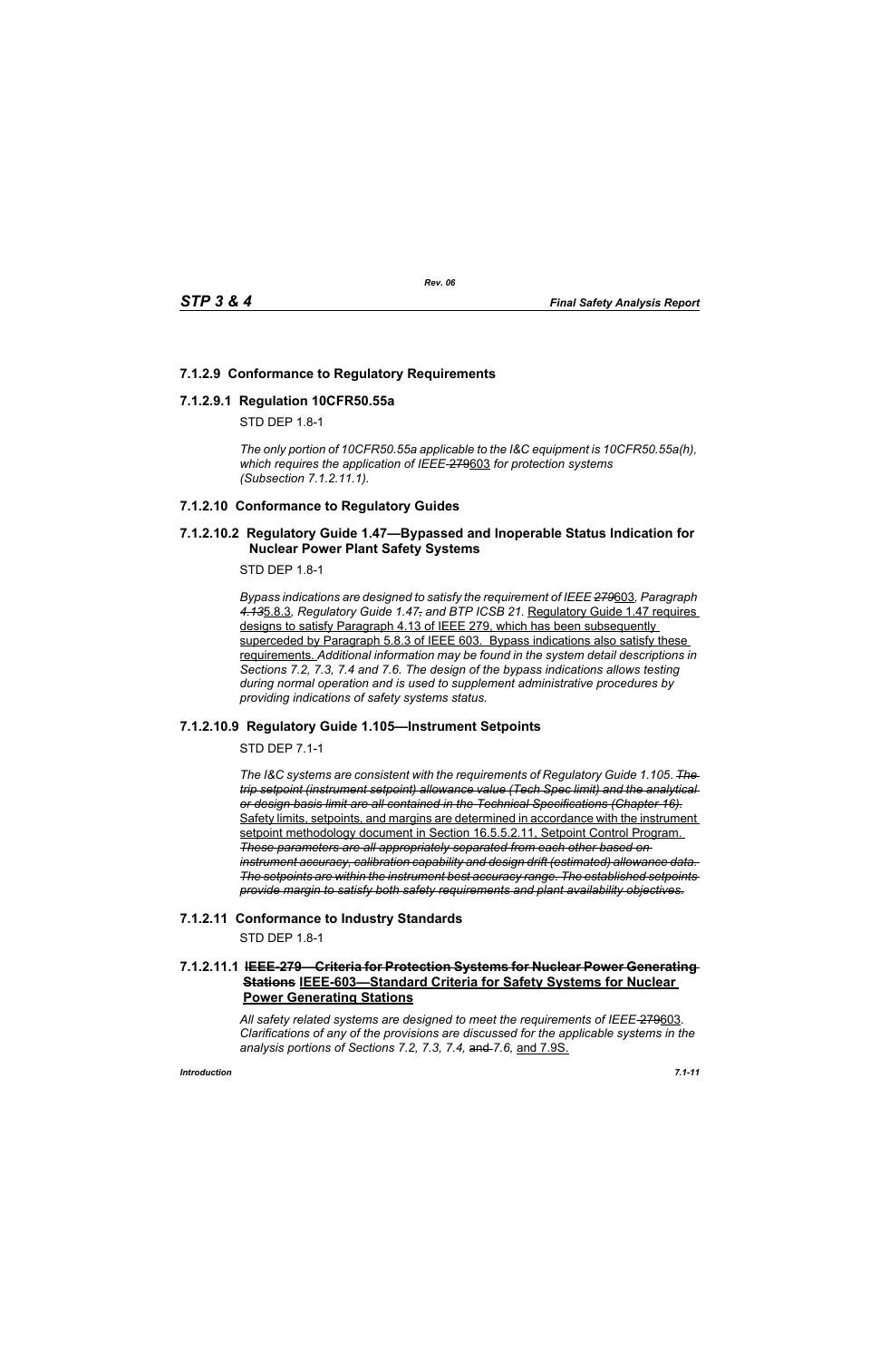### 7.1.2.9 Conformance to Regulatory Requirements

### 7.1.2.9.1 Regulation 10CFR50.55a

STD DEP 1.8-1

*The only portion of 10CFR50.55a applicable to the I&C equipment is 10CFR50.55a(h), which requires the application of IEEE-~~279~~603 for protection systems (Subsection 7.1.2.11.1).*

### 7.1.2.10 Conformance to Regulatory Guides

### 7.1.2.10.2 Regulatory Guide 1.47—Bypassed and Inoperable Status Indication for Nuclear Power Plant Safety Systems

STD DEP 1.8-1

*Bypass indications are designed to satisfy the requirement of IEEE ~~279~~603, Paragraph ~~4.13~~5.8.3, Regulatory Guide 1.47~~,~~ and BTP ICSB 21.* Regulatory Guide 1.47 requires designs to satisfy Paragraph 4.13 of IEEE 279, which has been subsequently superceded by Paragraph 5.8.3 of IEEE 603. Bypass indications also satisfy these requirements. *Additional information may be found in the system detail descriptions in Sections 7.2, 7.3, 7.4 and 7.6. The design of the bypass indications allows testing during normal operation and is used to supplement administrative procedures by providing indications of safety systems status.*

### 7.1.2.10.9 Regulatory Guide 1.105—Instrument Setpoints

STD DEP 7.1-1

*The I&C systems are consistent with the requirements of Regulatory Guide 1.105. ~~The trip setpoint (instrument setpoint) allowance value (Tech Spec limit) and the analytical or design basis limit are all contained in the Technical Specifications (Chapter 16).~~* Safety limits, setpoints, and margins are determined in accordance with the instrument setpoint methodology document in Section 16.5.5.2.11, Setpoint Control Program. *~~These parameters are all appropriately separated from each other based on instrument accuracy, calibration capability and design drift (estimated) allowance data. The setpoints are within the instrument best accuracy range. The established setpoints provide margin to satisfy both safety requirements and plant availability objectives.~~*

### 7.1.2.11 Conformance to Industry Standards

STD DEP 1.8-1

### 7.1.2.11.1 ~~IEEE-279—Criteria for Protection Systems for Nuclear Power Generating Stations~~ IEEE-603—Standard Criteria for Safety Systems for Nuclear Power Generating Stations

*All safety related systems are designed to meet the requirements of IEEE-~~279~~603. Clarifications of any of the provisions are discussed for the applicable systems in the analysis portions of Sections 7.2, 7.3, 7.4,* ~~and~~ *7.6,* and 7.9S.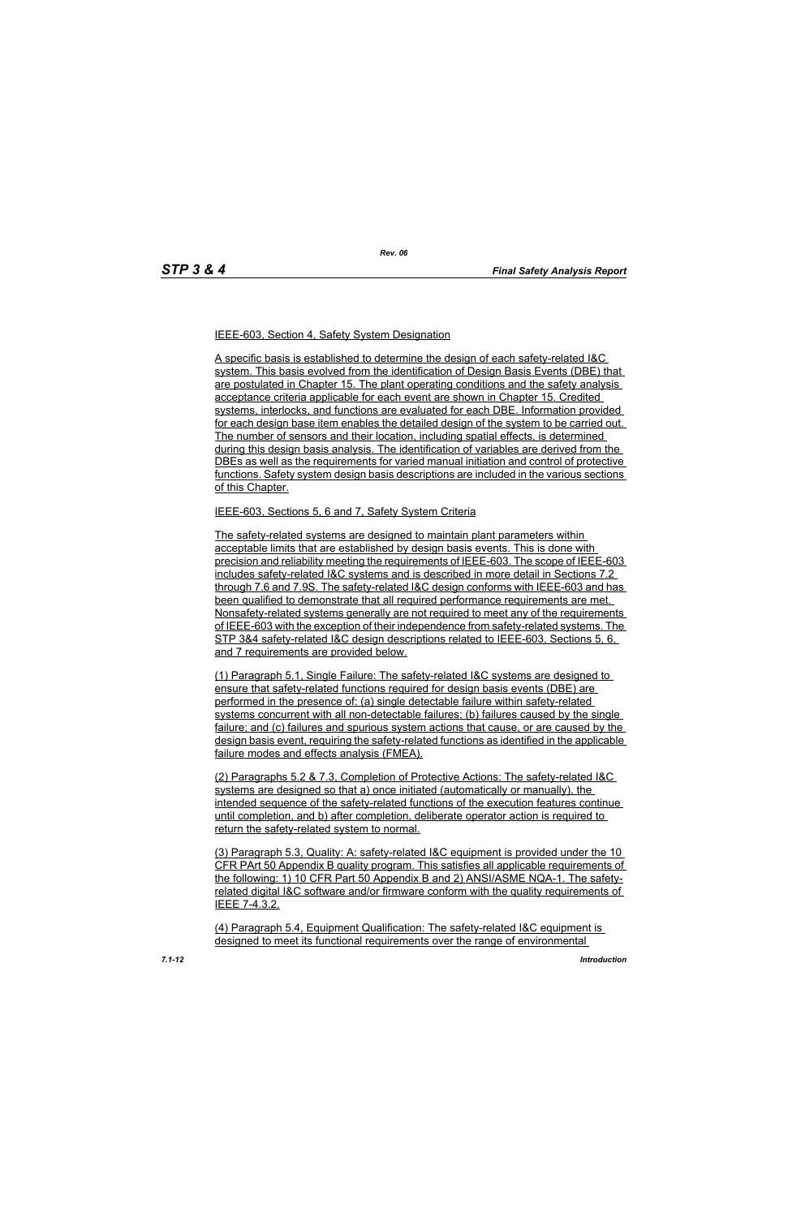IEEE-603, Section 4, Safety System Designation

A specific basis is established to determine the design of each safety-related I&C system. This basis evolved from the identification of Design Basis Events (DBE) that are postulated in Chapter 15. The plant operating conditions and the safety analysis acceptance criteria applicable for each event are shown in Chapter 15. Credited systems, interlocks, and functions are evaluated for each DBE. Information provided for each design base item enables the detailed design of the system to be carried out. The number of sensors and their location, including spatial effects, is determined during this design basis analysis. The identification of variables are derived from the DBEs as well as the requirements for varied manual initiation and control of protective functions. Safety system design basis descriptions are included in the various sections of this Chapter.

IEEE-603, Sections 5, 6 and 7, Safety System Criteria

The safety-related systems are designed to maintain plant parameters within acceptable limits that are established by design basis events. This is done with precision and reliability meeting the requirements of IEEE-603. The scope of IEEE-603 includes safety-related I&C systems and is described in more detail in Sections 7.2 through 7.6 and 7.9S. The safety-related I&C design conforms with IEEE-603 and has been qualified to demonstrate that all required performance requirements are met. Nonsafety-related systems generally are not required to meet any of the requirements of IEEE-603 with the exception of their independence from safety-related systems. The STP 3&4 safety-related I&C design descriptions related to IEEE-603, Sections 5, 6, and 7 requirements are provided below.

(1) Paragraph 5.1, Single Failure: The safety-related I&C systems are designed to ensure that safety-related functions required for design basis events (DBE) are performed in the presence of: (a) single detectable failure within safety-related systems concurrent with all non-detectable failures; (b) failures caused by the single failure; and (c) failures and spurious system actions that cause, or are caused by the design basis event, requiring the safety-related functions as identified in the applicable failure modes and effects analysis (FMEA).

(2) Paragraphs 5.2 & 7.3, Completion of Protective Actions: The safety-related I&C systems are designed so that a) once initiated (automatically or manually), the intended sequence of the safety-related functions of the execution features continue until completion, and b) after completion, deliberate operator action is required to return the safety-related system to normal.

(3) Paragraph 5.3, Quality: A: safety-related I&C equipment is provided under the 10 CFR PArt 50 Appendix B quality program. This satisfies all applicable requirements of the following: 1) 10 CFR Part 50 Appendix B and 2) ANSI/ASME NQA-1. The safety-related digital I&C software and/or firmware conform with the quality requirements of IEEE 7-4.3.2.

(4) Paragraph 5.4, Equipment Qualification: The safety-related I&C equipment is designed to meet its functional requirements over the range of environmental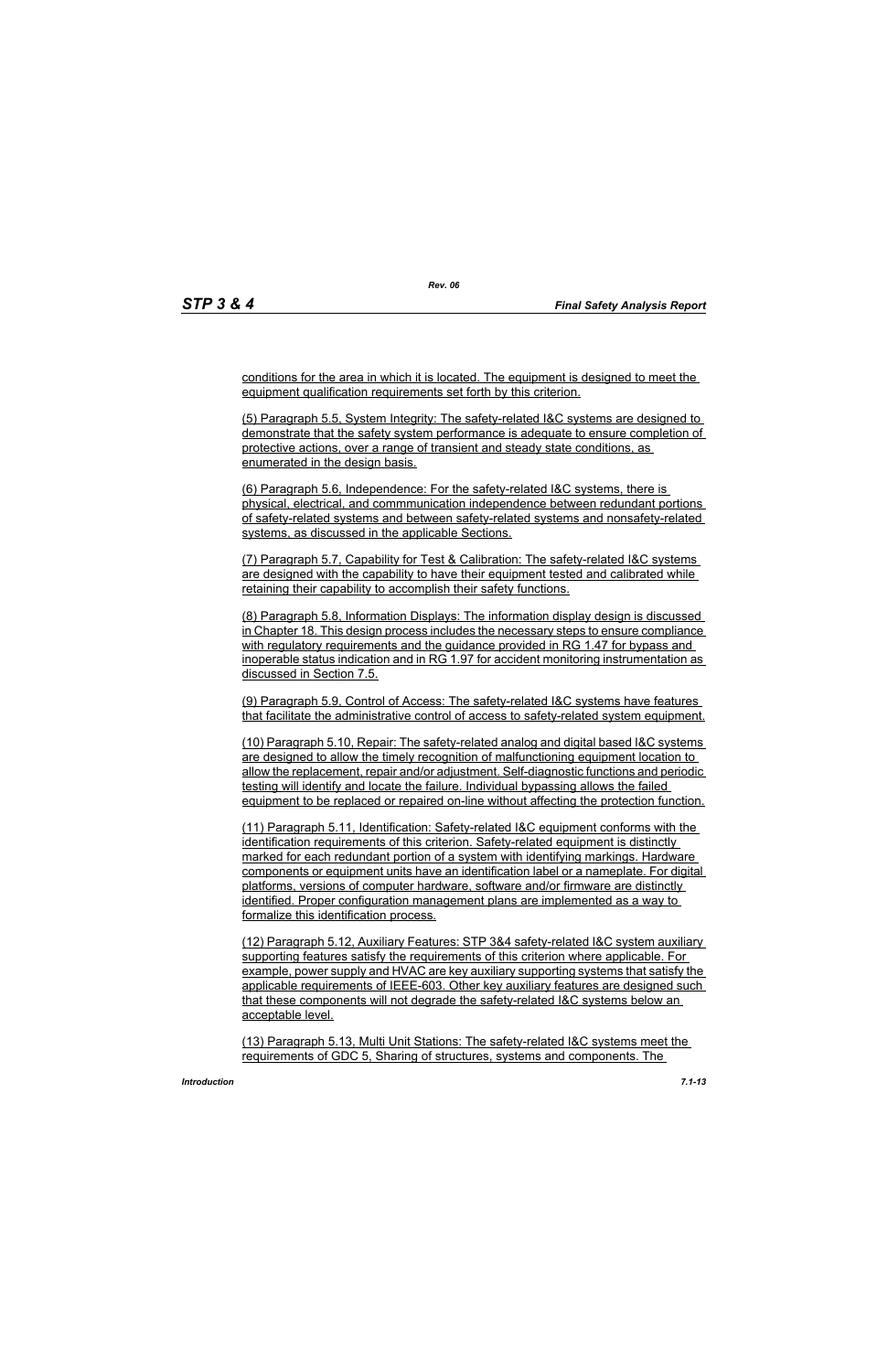conditions for the area in which it is located. The equipment is designed to meet the equipment qualification requirements set forth by this criterion.

(5) Paragraph 5.5, System Integrity: The safety-related I&C systems are designed to demonstrate that the safety system performance is adequate to ensure completion of protective actions, over a range of transient and steady state conditions, as enumerated in the design basis.

(6) Paragraph 5.6, Independence: For the safety-related I&C systems, there is physical, electrical, and commmunication independence between redundant portions of safety-related systems and between safety-related systems and nonsafety-related systems, as discussed in the applicable Sections.

(7) Paragraph 5.7, Capability for Test & Calibration: The safety-related I&C systems are designed with the capability to have their equipment tested and calibrated while retaining their capability to accomplish their safety functions.

(8) Paragraph 5.8, Information Displays: The information display design is discussed in Chapter 18. This design process includes the necessary steps to ensure compliance with regulatory requirements and the guidance provided in RG 1.47 for bypass and inoperable status indication and in RG 1.97 for accident monitoring instrumentation as discussed in Section 7.5.

(9) Paragraph 5.9, Control of Access: The safety-related I&C systems have features that facilitate the administrative control of access to safety-related system equipment.

(10) Paragraph 5.10, Repair: The safety-related analog and digital based I&C systems are designed to allow the timely recognition of malfunctioning equipment location to allow the replacement, repair and/or adjustment. Self-diagnostic functions and periodic testing will identify and locate the failure. Individual bypassing allows the failed equipment to be replaced or repaired on-line without affecting the protection function.

(11) Paragraph 5.11, Identification: Safety-related I&C equipment conforms with the identification requirements of this criterion. Safety-related equipment is distinctly marked for each redundant portion of a system with identifying markings. Hardware components or equipment units have an identification label or a nameplate. For digital platforms, versions of computer hardware, software and/or firmware are distinctly identified. Proper configuration management plans are implemented as a way to formalize this identification process.

(12) Paragraph 5.12, Auxiliary Features: STP 3&4 safety-related I&C system auxiliary supporting features satisfy the requirements of this criterion where applicable. For example, power supply and HVAC are key auxiliary supporting systems that satisfy the applicable requirements of IEEE-603. Other key auxiliary features are designed such that these components will not degrade the safety-related I&C systems below an acceptable level.

(13) Paragraph 5.13, Multi Unit Stations: The safety-related I&C systems meet the requirements of GDC 5, Sharing of structures, systems and components. The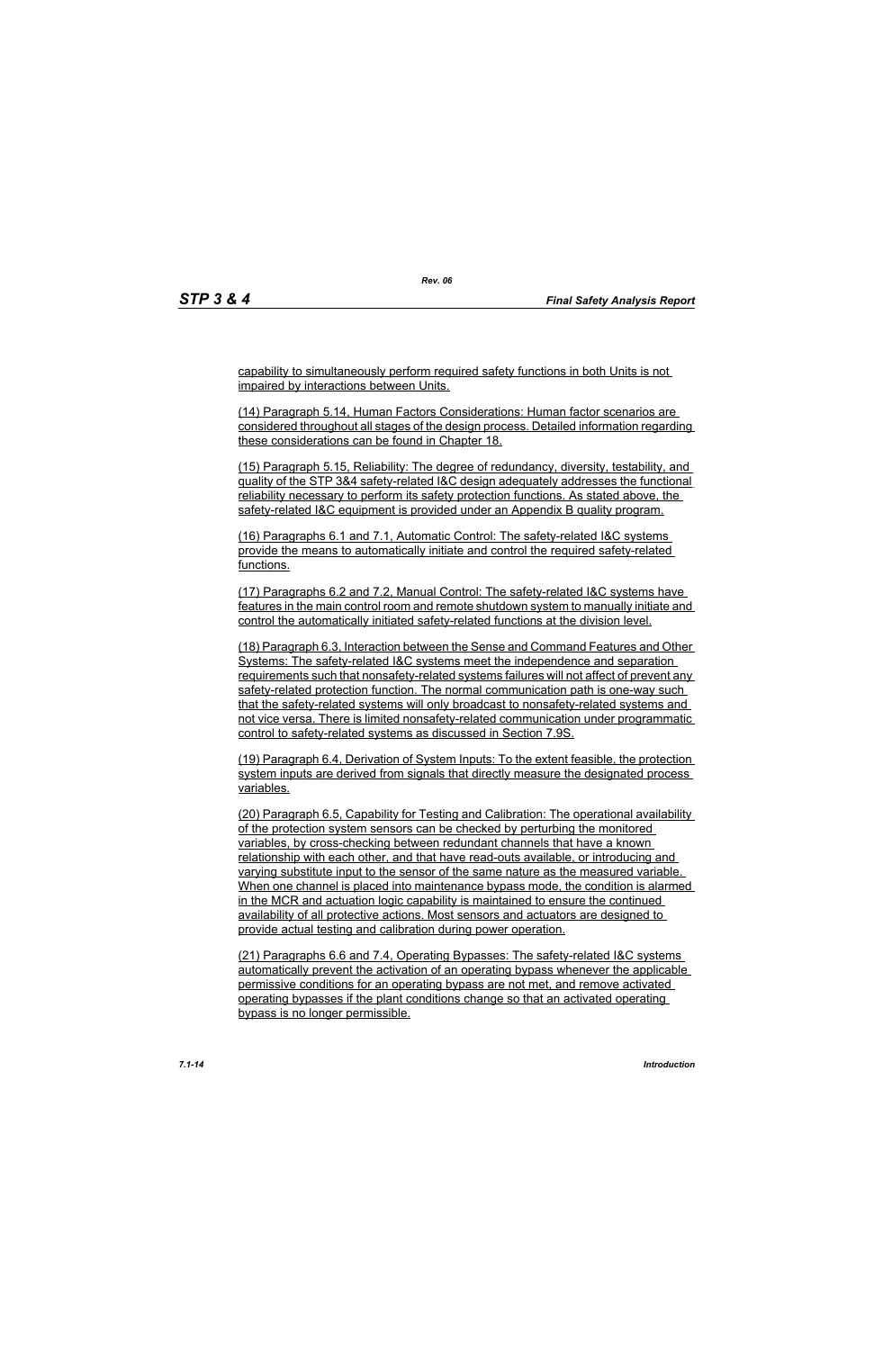capability to simultaneously perform required safety functions in both Units is not impaired by interactions between Units.

(14) Paragraph 5.14, Human Factors Considerations: Human factor scenarios are considered throughout all stages of the design process. Detailed information regarding these considerations can be found in Chapter 18.

(15) Paragraph 5.15, Reliability: The degree of redundancy, diversity, testability, and quality of the STP 3&4 safety-related I&C design adequately addresses the functional reliability necessary to perform its safety protection functions. As stated above, the safety-related I&C equipment is provided under an Appendix B quality program.

(16) Paragraphs 6.1 and 7.1, Automatic Control: The safety-related I&C systems provide the means to automatically initiate and control the required safety-related functions.

(17) Paragraphs 6.2 and 7.2, Manual Control: The safety-related I&C systems have features in the main control room and remote shutdown system to manually initiate and control the automatically initiated safety-related functions at the division level.

(18) Paragraph 6.3, Interaction between the Sense and Command Features and Other Systems: The safety-related I&C systems meet the independence and separation requirements such that nonsafety-related systems failures will not affect of prevent any safety-related protection function. The normal communication path is one-way such that the safety-related systems will only broadcast to nonsafety-related systems and not vice versa. There is limited nonsafety-related communication under programmatic control to safety-related systems as discussed in Section 7.9S.

(19) Paragraph 6.4, Derivation of System Inputs: To the extent feasible, the protection system inputs are derived from signals that directly measure the designated process variables.

(20) Paragraph 6.5, Capability for Testing and Calibration: The operational availability of the protection system sensors can be checked by perturbing the monitored variables, by cross-checking between redundant channels that have a known relationship with each other, and that have read-outs available, or introducing and varying substitute input to the sensor of the same nature as the measured variable. When one channel is placed into maintenance bypass mode, the condition is alarmed in the MCR and actuation logic capability is maintained to ensure the continued availability of all protective actions. Most sensors and actuators are designed to provide actual testing and calibration during power operation.

(21) Paragraphs 6.6 and 7.4, Operating Bypasses: The safety-related I&C systems automatically prevent the activation of an operating bypass whenever the applicable permissive conditions for an operating bypass are not met, and remove activated operating bypasses if the plant conditions change so that an activated operating bypass is no longer permissible.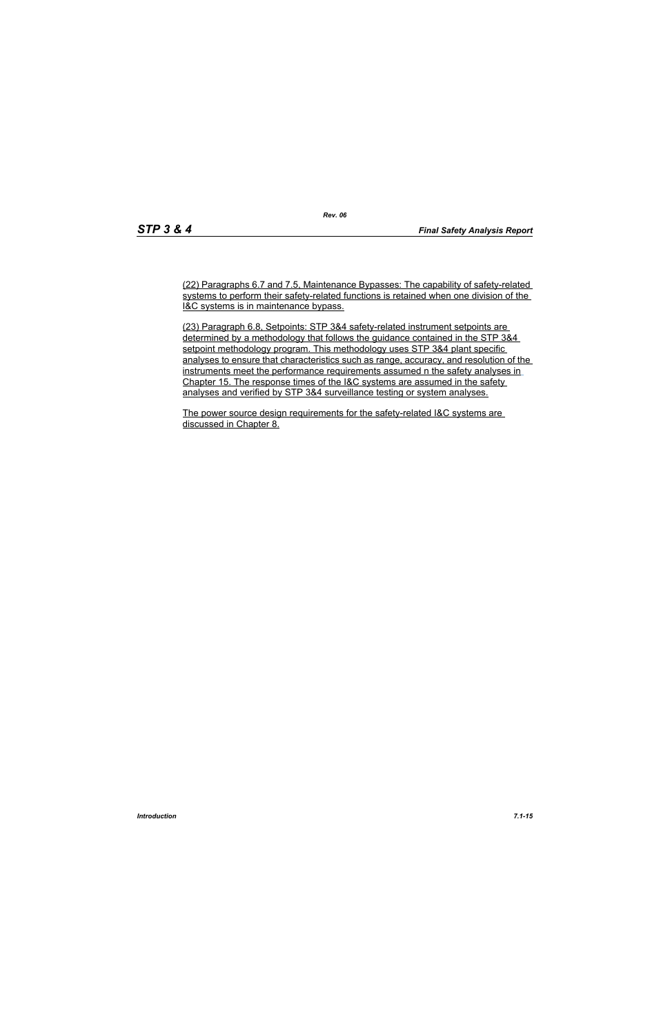(22) Paragraphs 6.7 and 7.5, Maintenance Bypasses: The capability of safety-related systems to perform their safety-related functions is retained when one division of the I&C systems is in maintenance bypass.

(23) Paragraph 6.8, Setpoints: STP 3&4 safety-related instrument setpoints are determined by a methodology that follows the guidance contained in the STP 3&4 setpoint methodology program. This methodology uses STP 3&4 plant specific analyses to ensure that characteristics such as range, accuracy, and resolution of the instruments meet the performance requirements assumed n the safety analyses in Chapter 15. The response times of the I&C systems are assumed in the safety analyses and verified by STP 3&4 surveillance testing or system analyses.

The power source design requirements for the safety-related I&C systems are discussed in Chapter 8.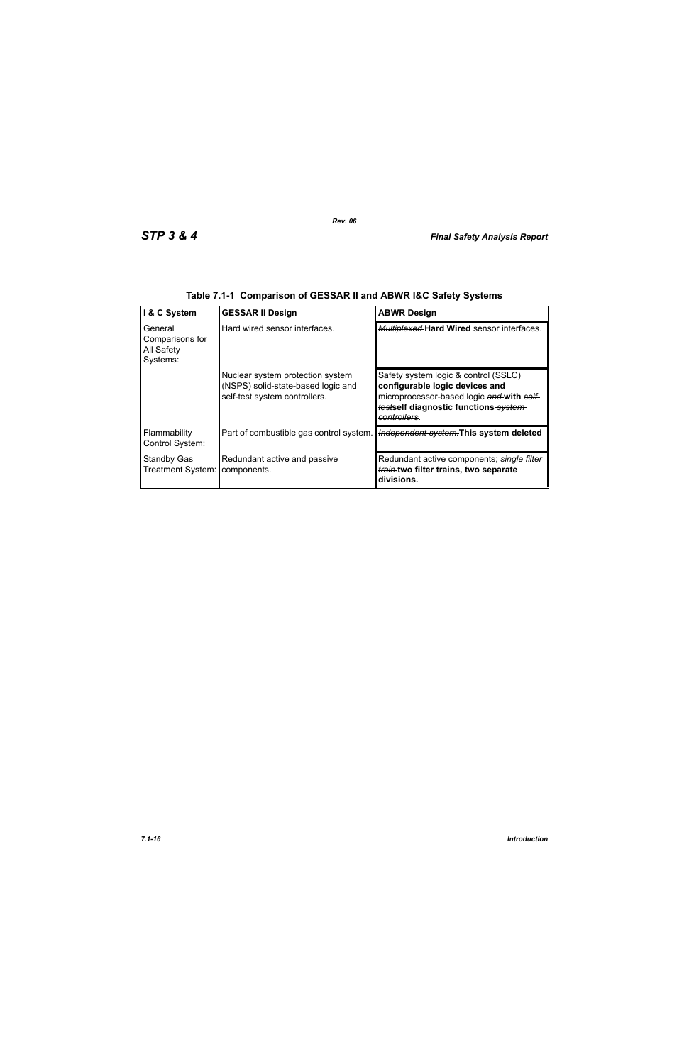**Table 7.1-1 Comparison of GESSAR II and ABWR I&C Safety Systems**

| I & C System | GESSAR II Design | ABWR Design |
|---|---|---|
| General Comparisons for All Safety Systems: | Hard wired sensor interfaces. | ~~*Multiplexed*~~ **Hard Wired** sensor interfaces. |
| | Nuclear system protection system (NSPS) solid-state-based logic and self-test system controllers. | Safety system logic & control (SSLC) **configurable logic devices and** microprocessor-based logic ~~*and*~~ **with** ~~*self-test*~~**self diagnostic functions** ~~*system controllers*~~. |
| Flammability Control System: | Part of combustible gas control system. | ~~*Independent system.*~~**This system deleted** |
| Standby Gas Treatment System: | Redundant active and passive components. | Redundant active components; ~~*single filter train.*~~**two filter trains, two separate divisions.** |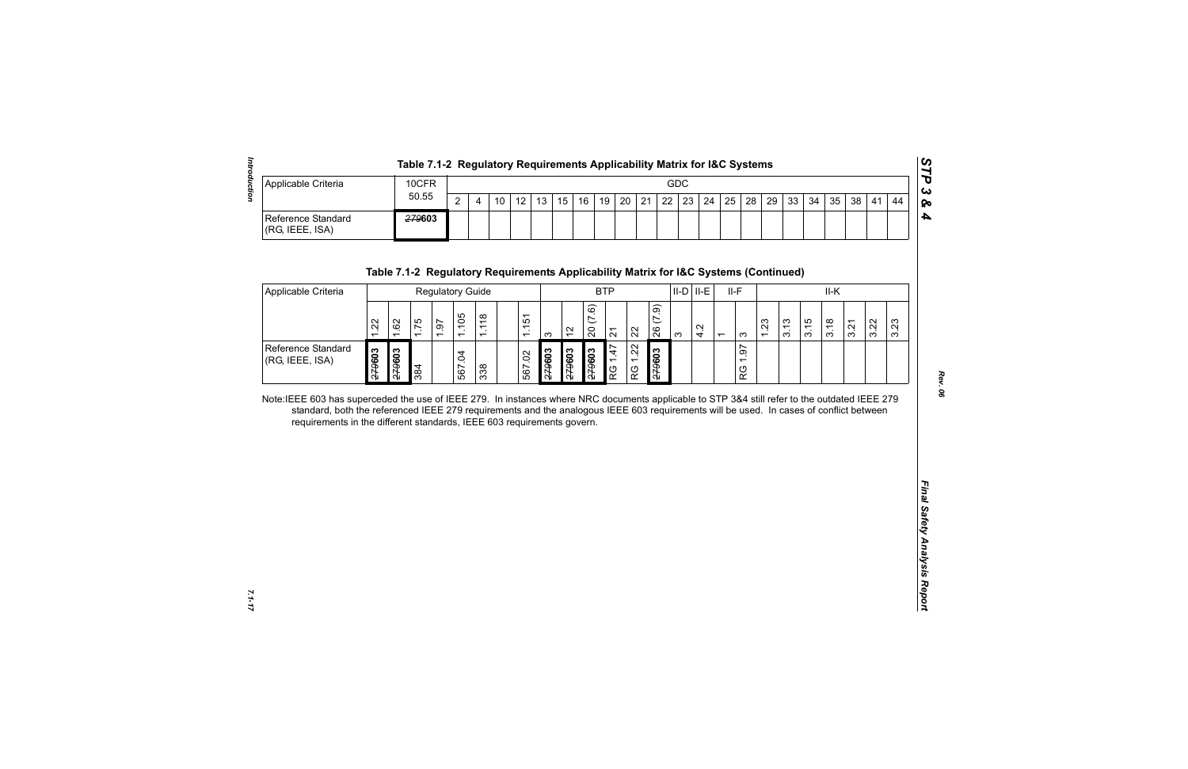**Table 7.1-2 Regulatory Requirements Applicability Matrix for I&C Systems**

| Applicable Criteria | 10CFR 50.55 | GDC | | | | | | | | | | | | | | | | | | | | | |
|---|---|---|---|---|---|---|---|---|---|---|---|---|---|---|---|---|---|---|---|---|---|---|---|
| | | 2 | 4 | 10 | 12 | 13 | 15 | 16 | 19 | 20 | 21 | 22 | 23 | 24 | 25 | 28 | 29 | 33 | 34 | 35 | 38 | 41 | 44 |
| Reference Standard (RG, IEEE, ISA) | ~~279~~**603** | | | | | | | | | | | | | | | | | | | | | | |

**Table 7.1-2 Regulatory Requirements Applicability Matrix for I&C Systems (Continued)**

| Applicable Criteria | Regulatory Guide | | | | | | | | BTP | | | | | | II-D | II-E | II-F | | II-K | | | | | | |
|---|---|---|---|---|---|---|---|---|---|---|---|---|---|---|---|---|---|---|---|---|---|---|---|---|---|
| | 1.22 | 1.62 | 1.75 | 1.97 | 1.105 | 1.118 | | 1.151 | 3 | 12 | 20 (7.6) | 21 | 22 | 26 (7.9) | 3 | 4.2 | 1 | 3 | 1.23 | 3.13 | 3.15 | 3.18 | 3.21 | 3.22 | 3.23 |
| Reference Standard (RG, IEEE, ISA) | ~~279~~**603** | ~~279~~**603** | 384 | | 567.04 | 338 | | 567.02 | ~~279~~**603** | ~~279~~**603** | ~~279~~**603** | RG 1.47 | RG 1.22 | ~~279~~**603** | | | | RG 1.97 | | | | | | | |

Note: IEEE 603 has superceded the use of IEEE 279. In instances where NRC documents applicable to STP 3&4 still refer to the outdated IEEE 279 standard, both the referenced IEEE 279 requirements and the analogous IEEE 603 requirements will be used. In cases of conflict between requirements in the different standards, IEEE 603 requirements govern.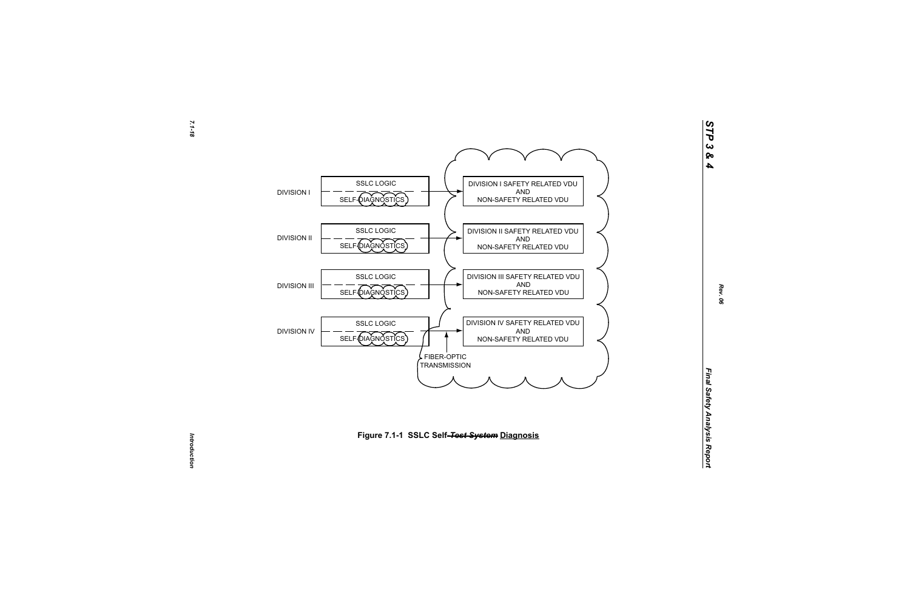DIVISION I

SSLC LOGIC

SELF-DIAGNOSTICS

DIVISION I SAFETY RELATED VDU AND NON-SAFETY RELATED VDU

DIVISION II

SSLC LOGIC

SELF-DIAGNOSTICS

DIVISION II SAFETY RELATED VDU AND NON-SAFETY RELATED VDU

DIVISION III

SSLC LOGIC

SELF-DIAGNOSTICS

DIVISION III SAFETY RELATED VDU AND NON-SAFETY RELATED VDU

DIVISION IV

SSLC LOGIC

SELF-DIAGNOSTICS

DIVISION IV SAFETY RELATED VDU AND NON-SAFETY RELATED VDU

FIBER-OPTIC TRANSMISSION

**Figure 7.1-1 SSLC Self-~~Test System~~ Diagnosis**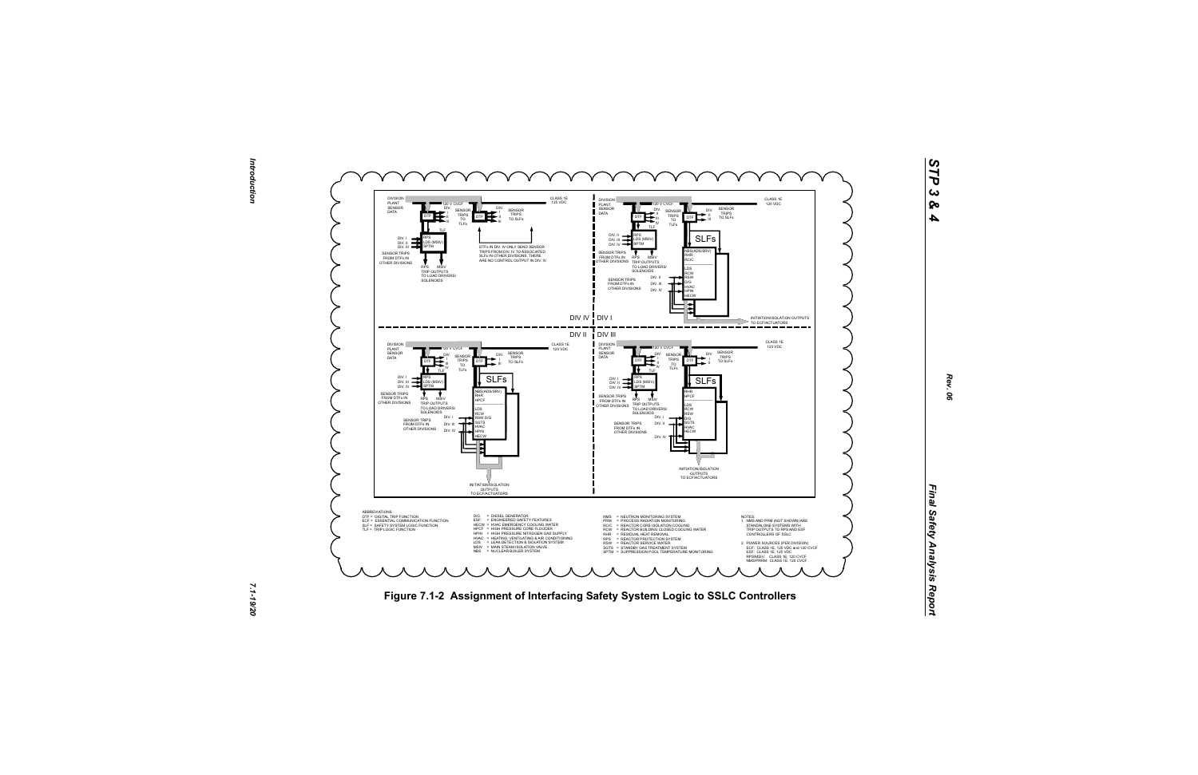DIVISION PLANT SENSOR DATA

120 V CVCF

CLASS 1E 125 VDC

DTF

DIV. I II III

SENSOR TRIPS TO TLFs

DTF

DIV. I II III

SENSOR TRIPS TO SLFs

TLF

DIV. I
DIV. II
DIV. III

RPS
LDS (MSIV)
SPTM

SENSOR TRIPS FROM DTFs IN OTHER DIVISIONS

RPS MSIV
TRIP OUTPUTS TO LOAD DRIVERS/ SOLENOIDS

DTFs IN DIV. IV ONLY SEND SENSOR TRIPS FROM DIV. IV TO ASSOCIATED SLFs IN OTHER DIVISIONS. THERE ARE NO CONTROL OUTPUT IN DIV. IV

DIV IV | DIV I

DIVISION PLANT SENSOR DATA

120 V CVCF

CLASS 1E 125 VDC

DTF

DIV. I II III IV

SENSOR TRIPS TO TLFs

DTF

DIV. I II III

SENSOR TRIPS TO SLFs

TLF

DIV. II
DIV. III
DIV. IV

RPS
LDS (MSIV)
SPTM

SENSOR TRIPS FROM DTFs IN OTHER DIVISIONS

RPS MSIV
TRIP OUTPUTS TO LOAD DRIVERS/ SOLENOIDS

SLFs

NBS(ADS/SRV)
RHR
RCIC
LDS
RCW
RSW
D/G
HVAC
HPIN
HECW

SENSOR TRIPS FROM DTFs IN OTHER DIVISIONS

DIV. II
DIV. III
DIV. IV

INITIATION/ISOLATION OUTPUTS TO ECF/ACTUATORS

DIV II | DIV III

DIVISION PLANT SENSOR DATA

120 V CVCF

CLASS 1E 125 VDC

DTF

DIV. I II III IV

SENSOR TRIPS TO TLFs

DTF

DIV. I II III

SENSOR TRIPS TO SLFs

TLF

DIV. I
DIV. III
DIV. IV

RPS
LDS (MSIV)
SPTM

SENSOR TRIPS FROM DTFs IN OTHER DIVISIONS

RPS MSIV
TRIP OUTPUTS TO LOAD DRIVERS/ SOLENOIDS

SLFs

NBS(ADS/SRV)
RHR
HPCF
LDS
RCW
RSW D/G
SGTS
HVAC
HPIN
HECW

SENSOR TRIPS FROM DTFs IN OTHER DIVISIONS

DIV. I
DIV. III
DIV. IV

INITIATION/ISOLATION OUTPUTS TO ECF/ACTUATORS

DIVISION PLANT SENSOR DATA

120 V CVCF

CLASS 1E 125 VDC

DTF

DIV. I II III IV

SENSOR TRIPS TO TLFs

DTF

DIV. I II III

SENSOR TRIPS TO SLFs

TLF

DIV. I
DIV. II
DIV. IV

RPS
LDS (MSIV)
SPTM

SENSOR TRIPS FROM DTFs IN OTHER DIVISIONS

RPS MSIV
TRIP OUTPUTS TO LOAD DRIVERS/ SOLENOIDS

SLFs

RHR
HPCF
LDS
RCW
RSW
D/G
SGTS
HVAC
HECW

SENSOR TRIPS FROM DTFs IN OTHER DIVISIONS

DIV. I
DIV. II
DIV. IV

INITIATION/ISOLATION OUTPUTS TO ECF/ACTUATORS

ABBREVIATIONS

DTF = DIGITAL TRIP FUNCTION
ECF = ESSENTIAL COMMUNICATION FUNCTION
SLF = SAFETY SYSTEM LOGIC FUNCTION
TLF = TRIP LOGIC FUNCTION

D/G = DIESEL GENERATOR
ESF = ENGINEERED SAFETY FEATURES
HECW = HVAC EMERGENCY COOLING WATER
HPCF = HIGH PRESSURE CORE FLOODER
HPIN = HIGH PRESSURE NITROGEN GAS SUPPLY
HVAC = HEATING, VENTILATING & AIR CONDITIONING
LDS = LEAK DETECTION & ISOLATION SYSTEM
MSIV = MAIN STEAM ISOLATION VALVE
NBS = NUCLEAR BOILER SYSTEM

NMS = NEUTRON MONITORING SYSTEM
PRM = PROCESS RADIATION MONITORING
RCIC = REACTOR CORE ISOLATION COOLING
RCW = REACTOR BUILDING CLOSED COOLING WATER
RHR = RESIDUAL HEAT REMOVAL
RPS = REACTOR PROTECTION SYSTEM
RSW = REACTOR SERVICE WATER
SGTS = STANDBY GAS TREATMENT SYSTEM
SPTM = SUPPRESSION POOL TEMPERATURE MONITORING

NOTES

1. NMS AND PRM (NOT SHOWN) ARE STANDALONE SYSTEMS WITH TRIP OUTPUTS TO RPS AND ESF CONTROLLERS OF SSLC.
2. POWER SOURCES (PER DIVISION)
   ECF: CLASS 1E, 125 VDC and 120 CVCF
   ESF: CLASS 1E, 125 VDC
   RPS/MSIV: CLASS 1E, 120 CVCF
   NMS/PRRM: CLASS 1E, 120 CVCF

Figure 7.1-2 Assignment of Interfacing Safety System Logic to SSLC Controllers